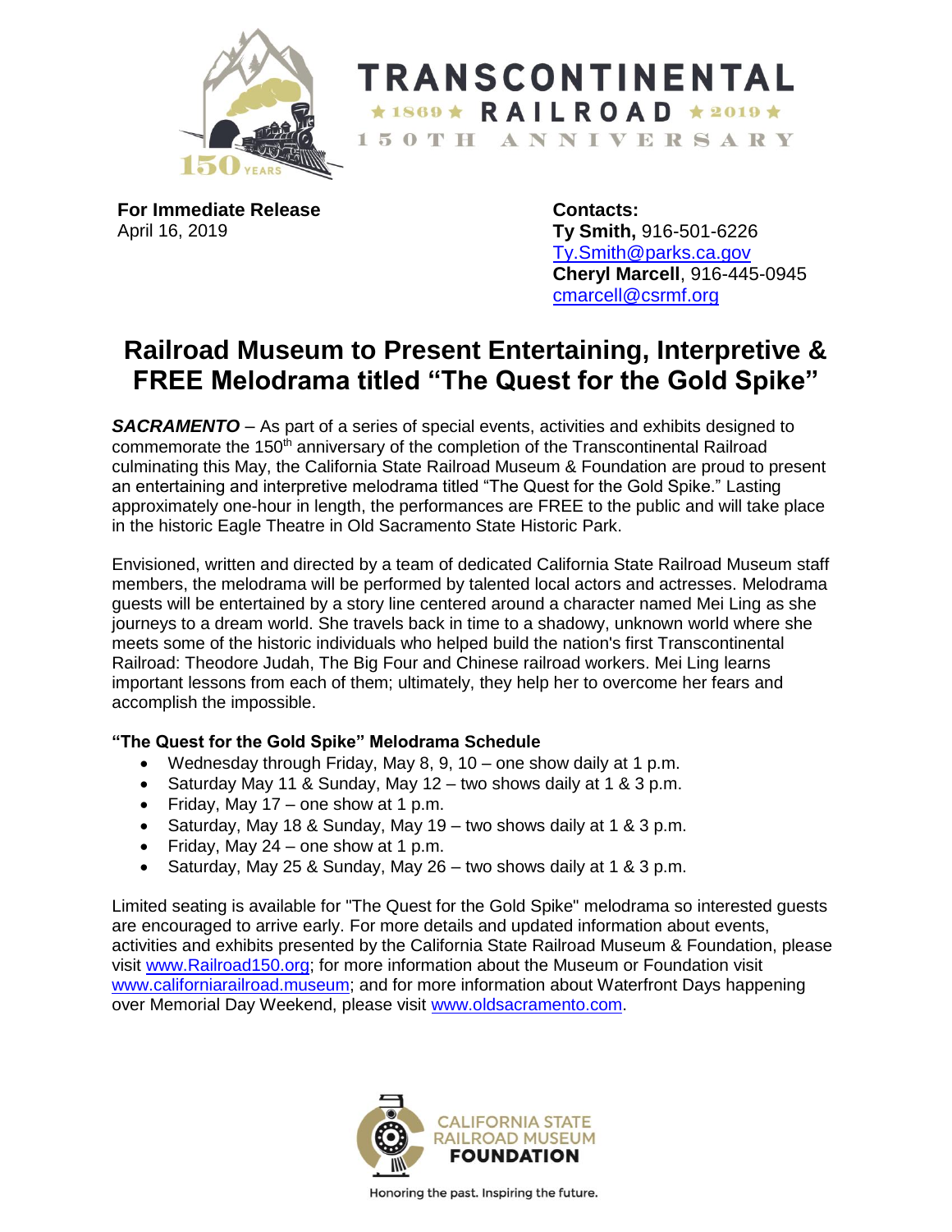TRANSCONTINENTAL
★1869★ RAILROAD ★2019★
150TH ANNIVERSARY

**For Immediate Release**
April 16, 2019

**Contacts:**
**Ty Smith,** 916-501-6226
Ty.Smith@parks.ca.gov
**Cheryl Marcell**, 916-445-0945
cmarcell@csrmf.org

# Railroad Museum to Present Entertaining, Interpretive & FREE Melodrama titled "The Quest for the Gold Spike"

***SACRAMENTO*** – As part of a series of special events, activities and exhibits designed to commemorate the 150th anniversary of the completion of the Transcontinental Railroad culminating this May, the California State Railroad Museum & Foundation are proud to present an entertaining and interpretive melodrama titled "The Quest for the Gold Spike." Lasting approximately one-hour in length, the performances are FREE to the public and will take place in the historic Eagle Theatre in Old Sacramento State Historic Park.

Envisioned, written and directed by a team of dedicated California State Railroad Museum staff members, the melodrama will be performed by talented local actors and actresses. Melodrama guests will be entertained by a story line centered around a character named Mei Ling as she journeys to a dream world. She travels back in time to a shadowy, unknown world where she meets some of the historic individuals who helped build the nation's first Transcontinental Railroad: Theodore Judah, The Big Four and Chinese railroad workers. Mei Ling learns important lessons from each of them; ultimately, they help her to overcome her fears and accomplish the impossible.

**"The Quest for the Gold Spike" Melodrama Schedule**

- Wednesday through Friday, May 8, 9, 10 – one show daily at 1 p.m.
- Saturday May 11 & Sunday, May 12 – two shows daily at 1 & 3 p.m.
- Friday, May 17 – one show at 1 p.m.
- Saturday, May 18 & Sunday, May 19 – two shows daily at 1 & 3 p.m.
- Friday, May 24 – one show at 1 p.m.
- Saturday, May 25 & Sunday, May 26 – two shows daily at 1 & 3 p.m.

Limited seating is available for "The Quest for the Gold Spike" melodrama so interested guests are encouraged to arrive early. For more details and updated information about events, activities and exhibits presented by the California State Railroad Museum & Foundation, please visit www.Railroad150.org; for more information about the Museum or Foundation visit www.californiarailroad.museum; and for more information about Waterfront Days happening over Memorial Day Weekend, please visit www.oldsacramento.com.

CALIFORNIA STATE RAILROAD MUSEUM **FOUNDATION**

Honoring the past. Inspiring the future.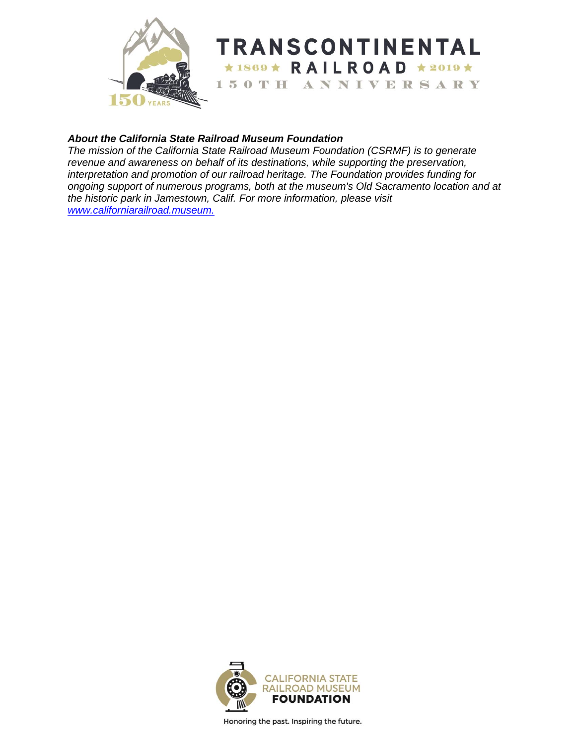TRANSCONTINENTAL

★1869★ RAILROAD ★2019★

150TH ANNIVERSARY

***About the California State Railroad Museum Foundation***

*The mission of the California State Railroad Museum Foundation (CSRMF) is to generate revenue and awareness on behalf of its destinations, while supporting the preservation, interpretation and promotion of our railroad heritage. The Foundation provides funding for ongoing support of numerous programs, both at the museum's Old Sacramento location and at the historic park in Jamestown, Calif. For more information, please visit [www.californiarailroad.museum.](http://www.californiarailroad.museum)*

CALIFORNIA STATE RAILROAD MUSEUM **FOUNDATION**

Honoring the past. Inspiring the future.